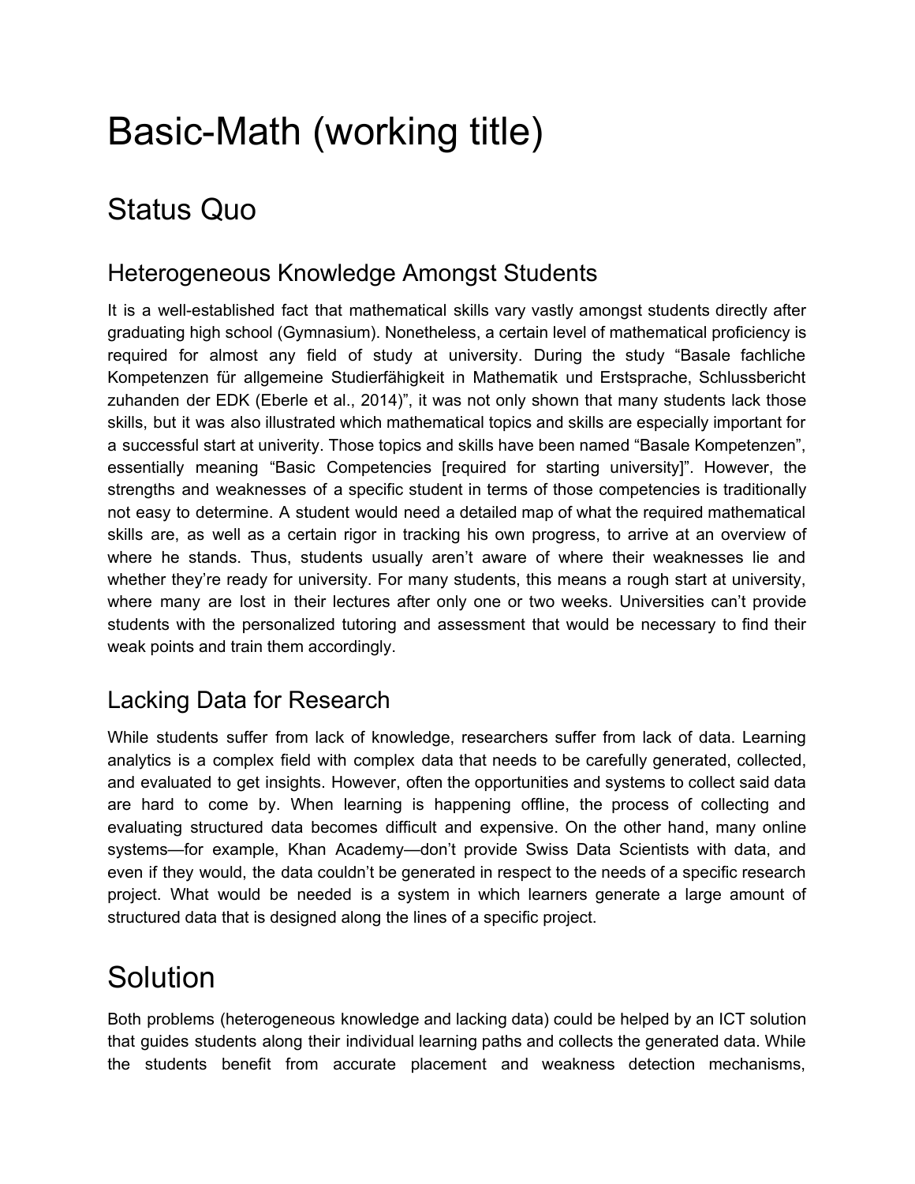# Basic-Math (working title)

## Status Quo

### Heterogeneous Knowledge Amongst Students

It is a well-established fact that mathematical skills vary vastly amongst students directly after graduating high school (Gymnasium). Nonetheless, a certain level of mathematical proficiency is required for almost any field of study at university. During the study "Basale fachliche Kompetenzen für allgemeine Studierfähigkeit in Mathematik und Erstsprache, Schlussbericht zuhanden der EDK (Eberle et al., 2014)", it was not only shown that many students lack those skills, but it was also illustrated which mathematical topics and skills are especially important for a successful start at univerity. Those topics and skills have been named "Basale Kompetenzen", essentially meaning "Basic Competencies [required for starting university]". However, the strengths and weaknesses of a specific student in terms of those competencies is traditionally not easy to determine. A student would need a detailed map of what the required mathematical skills are, as well as a certain rigor in tracking his own progress, to arrive at an overview of where he stands. Thus, students usually aren't aware of where their weaknesses lie and whether they're ready for university. For many students, this means a rough start at university, where many are lost in their lectures after only one or two weeks. Universities can't provide students with the personalized tutoring and assessment that would be necessary to find their weak points and train them accordingly.

### Lacking Data for Research

While students suffer from lack of knowledge, researchers suffer from lack of data. Learning analytics is a complex field with complex data that needs to be carefully generated, collected, and evaluated to get insights. However, often the opportunities and systems to collect said data are hard to come by. When learning is happening offline, the process of collecting and evaluating structured data becomes difficult and expensive. On the other hand, many online systems—for example, Khan Academy—don't provide Swiss Data Scientists with data, and even if they would, the data couldn't be generated in respect to the needs of a specific research project. What would be needed is a system in which learners generate a large amount of structured data that is designed along the lines of a specific project.

## Solution

Both problems (heterogeneous knowledge and lacking data) could be helped by an ICT solution that guides students along their individual learning paths and collects the generated data. While the students benefit from accurate placement and weakness detection mechanisms,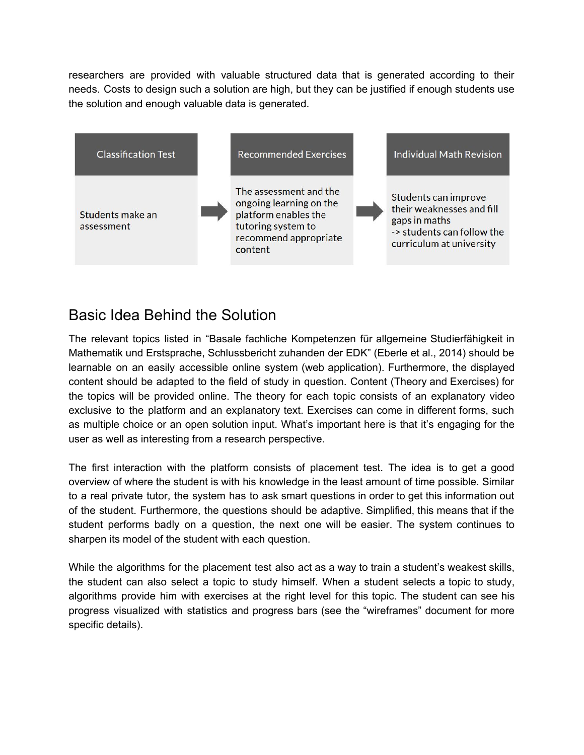researchers are provided with valuable structured data that is generated according to their needs. Costs to design such a solution are high, but they can be justified if enough students use the solution and enough valuable data is generated.

| Classification Test | Recommended Exercises | Individual Math Revision |
| --- | --- | --- |
| Students make an assessment | The assessment and the ongoing learning on the platform enables the tutoring system to recommend appropriate content | Students can improve their weaknesses and fill gaps in maths -> students can follow the curriculum at university |

## Basic Idea Behind the Solution

The relevant topics listed in "Basale fachliche Kompetenzen für allgemeine Studierfähigkeit in Mathematik und Erstsprache, Schlussbericht zuhanden der EDK" (Eberle et al., 2014) should be learnable on an easily accessible online system (web application). Furthermore, the displayed content should be adapted to the field of study in question. Content (Theory and Exercises) for the topics will be provided online. The theory for each topic consists of an explanatory video exclusive to the platform and an explanatory text. Exercises can come in different forms, such as multiple choice or an open solution input. What's important here is that it's engaging for the user as well as interesting from a research perspective.

The first interaction with the platform consists of placement test. The idea is to get a good overview of where the student is with his knowledge in the least amount of time possible. Similar to a real private tutor, the system has to ask smart questions in order to get this information out of the student. Furthermore, the questions should be adaptive. Simplified, this means that if the student performs badly on a question, the next one will be easier. The system continues to sharpen its model of the student with each question.

While the algorithms for the placement test also act as a way to train a student's weakest skills, the student can also select a topic to study himself. When a student selects a topic to study, algorithms provide him with exercises at the right level for this topic. The student can see his progress visualized with statistics and progress bars (see the "wireframes" document for more specific details).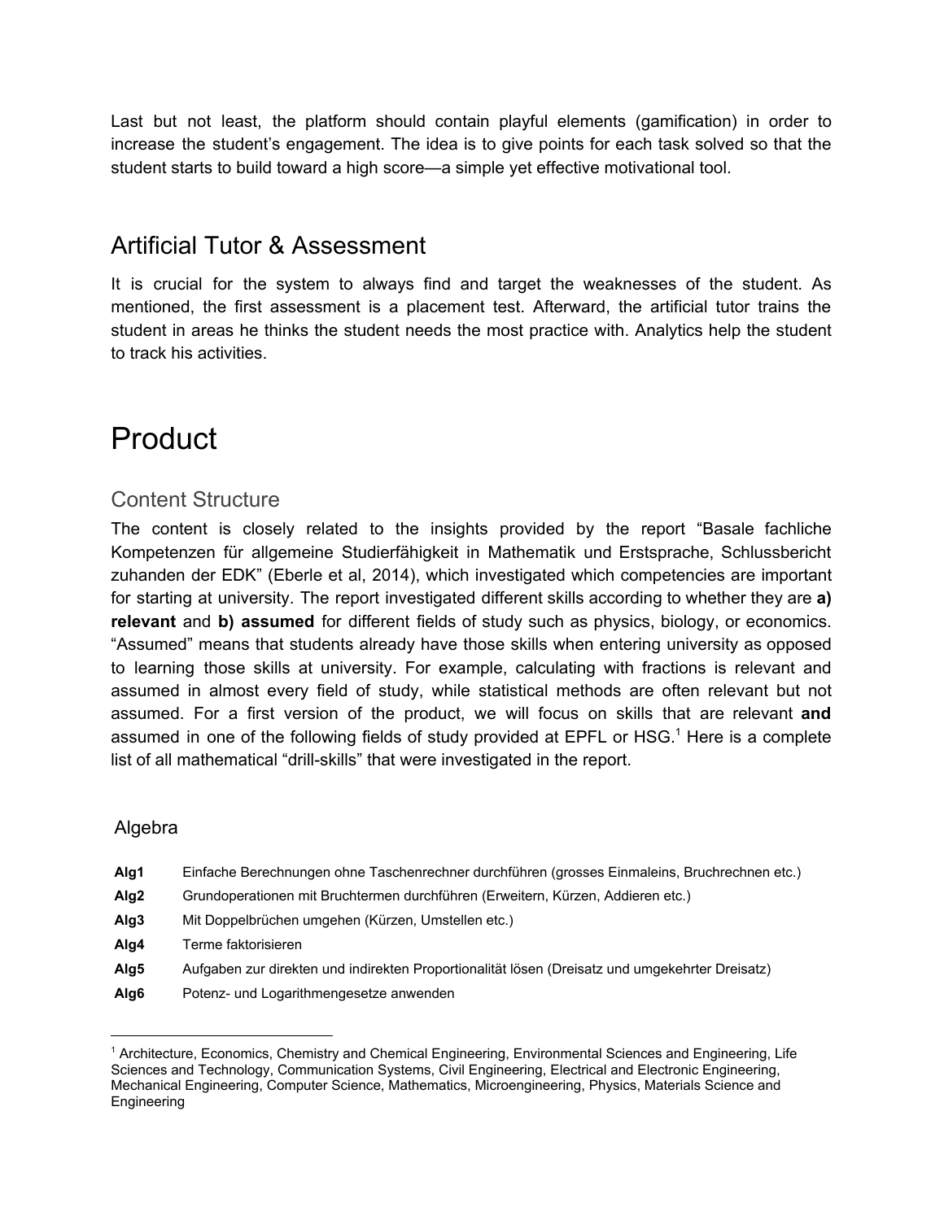Last but not least, the platform should contain playful elements (gamification) in order to increase the student's engagement. The idea is to give points for each task solved so that the student starts to build toward a high score—a simple yet effective motivational tool.

## Artificial Tutor & Assessment

It is crucial for the system to always find and target the weaknesses of the student. As mentioned, the first assessment is a placement test. Afterward, the artificial tutor trains the student in areas he thinks the student needs the most practice with. Analytics help the student to track his activities.

# Product

## Content Structure

The content is closely related to the insights provided by the report "Basale fachliche Kompetenzen für allgemeine Studierfähigkeit in Mathematik und Erstsprache, Schlussbericht zuhanden der EDK" (Eberle et al, 2014), which investigated which competencies are important for starting at university. The report investigated different skills according to whether they are **a) relevant** and **b) assumed** for different fields of study such as physics, biology, or economics. "Assumed" means that students already have those skills when entering university as opposed to learning those skills at university. For example, calculating with fractions is relevant and assumed in almost every field of study, while statistical methods are often relevant but not assumed. For a first version of the product, we will focus on skills that are relevant **and** assumed in one of the following fields of study provided at EPFL or HSG.[1] Here is a complete list of all mathematical "drill-skills" that were investigated in the report.

### Algebra

| | |
|---|---|
| **Alg1** | Einfache Berechnungen ohne Taschenrechner durchführen (grosses Einmaleins, Bruchrechnen etc.) |
| **Alg2** | Grundoperationen mit Bruchtermen durchführen (Erweitern, Kürzen, Addieren etc.) |
| **Alg3** | Mit Doppelbrüchen umgehen (Kürzen, Umstellen etc.) |
| **Alg4** | Terme faktorisieren |
| **Alg5** | Aufgaben zur direkten und indirekten Proportionalität lösen (Dreisatz und umgekehrter Dreisatz) |
| **Alg6** | Potenz- und Logarithmengesetze anwenden |

[1] Architecture, Economics, Chemistry and Chemical Engineering, Environmental Sciences and Engineering, Life Sciences and Technology, Communication Systems, Civil Engineering, Electrical and Electronic Engineering, Mechanical Engineering, Computer Science, Mathematics, Microengineering, Physics, Materials Science and Engineering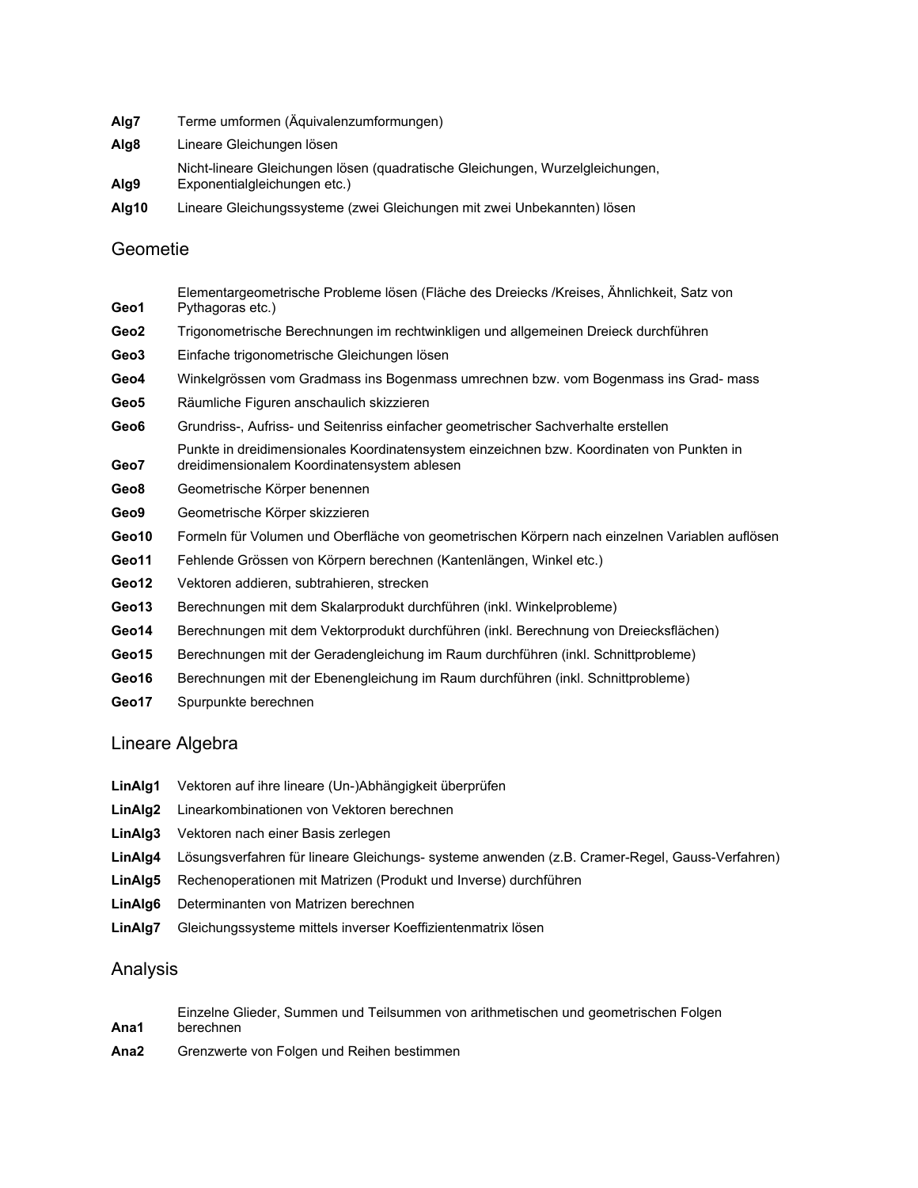| | |
|---|---|
| **Alg7** | Terme umformen (Äquivalenzumformungen) |
| **Alg8** | Lineare Gleichungen lösen |
| **Alg9** | Nicht-lineare Gleichungen lösen (quadratische Gleichungen, Wurzelgleichungen, Exponentialgleichungen etc.) |
| **Alg10** | Lineare Gleichungssysteme (zwei Gleichungen mit zwei Unbekannten) lösen |

## Geometie

| | |
|---|---|
| **Geo1** | Elementargeometrische Probleme lösen (Fläche des Dreiecks /Kreises, Ähnlichkeit, Satz von Pythagoras etc.) |
| **Geo2** | Trigonometrische Berechnungen im rechtwinkligen und allgemeinen Dreieck durchführen |
| **Geo3** | Einfache trigonometrische Gleichungen lösen |
| **Geo4** | Winkelgrössen vom Gradmass ins Bogenmass umrechnen bzw. vom Bogenmass ins Grad- mass |
| **Geo5** | Räumliche Figuren anschaulich skizzieren |
| **Geo6** | Grundriss-, Aufriss- und Seitenriss einfacher geometrischer Sachverhalte erstellen |
| **Geo7** | Punkte in dreidimensionales Koordinatensystem einzeichnen bzw. Koordinaten von Punkten in dreidimensionalem Koordinatensystem ablesen |
| **Geo8** | Geometrische Körper benennen |
| **Geo9** | Geometrische Körper skizzieren |
| **Geo10** | Formeln für Volumen und Oberfläche von geometrischen Körpern nach einzelnen Variablen auflösen |
| **Geo11** | Fehlende Grössen von Körpern berechnen (Kantenlängen, Winkel etc.) |
| **Geo12** | Vektoren addieren, subtrahieren, strecken |
| **Geo13** | Berechnungen mit dem Skalarprodukt durchführen (inkl. Winkelprobleme) |
| **Geo14** | Berechnungen mit dem Vektorprodukt durchführen (inkl. Berechnung von Dreiecksflächen) |
| **Geo15** | Berechnungen mit der Geradengleichung im Raum durchführen (inkl. Schnittprobleme) |
| **Geo16** | Berechnungen mit der Ebenengleichung im Raum durchführen (inkl. Schnittprobleme) |
| **Geo17** | Spurpunkte berechnen |

## Lineare Algebra

| | |
|---|---|
| **LinAlg1** | Vektoren auf ihre lineare (Un-)Abhängigkeit überprüfen |
| **LinAlg2** | Linearkombinationen von Vektoren berechnen |
| **LinAlg3** | Vektoren nach einer Basis zerlegen |
| **LinAlg4** | Lösungsverfahren für lineare Gleichungs- systeme anwenden (z.B. Cramer-Regel, Gauss-Verfahren) |
| **LinAlg5** | Rechenoperationen mit Matrizen (Produkt und Inverse) durchführen |
| **LinAlg6** | Determinanten von Matrizen berechnen |
| **LinAlg7** | Gleichungssysteme mittels inverser Koeffizientenmatrix lösen |

## Analysis

| | |
|---|---|
| **Ana1** | Einzelne Glieder, Summen und Teilsummen von arithmetischen und geometrischen Folgen berechnen |
| **Ana2** | Grenzwerte von Folgen und Reihen bestimmen |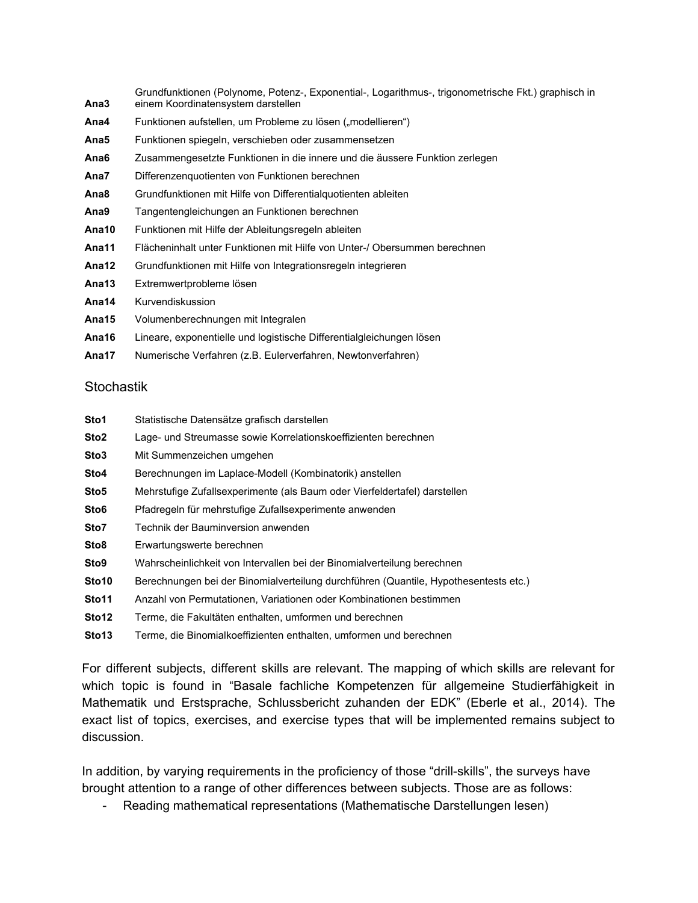| | |
|---|---|
| **Ana3** | Grundfunktionen (Polynome, Potenz-, Exponential-, Logarithmus-, trigonometrische Fkt.) graphisch in einem Koordinatensystem darstellen |
| **Ana4** | Funktionen aufstellen, um Probleme zu lösen („modellieren“) |
| **Ana5** | Funktionen spiegeln, verschieben oder zusammensetzen |
| **Ana6** | Zusammengesetzte Funktionen in die innere und die äussere Funktion zerlegen |
| **Ana7** | Differenzenquotienten von Funktionen berechnen |
| **Ana8** | Grundfunktionen mit Hilfe von Differentialquotienten ableiten |
| **Ana9** | Tangentengleichungen an Funktionen berechnen |
| **Ana10** | Funktionen mit Hilfe der Ableitungsregeln ableiten |
| **Ana11** | Flächeninhalt unter Funktionen mit Hilfe von Unter-/ Obersummen berechnen |
| **Ana12** | Grundfunktionen mit Hilfe von Integrationsregeln integrieren |
| **Ana13** | Extremwertprobleme lösen |
| **Ana14** | Kurvendiskussion |
| **Ana15** | Volumenberechnungen mit Integralen |
| **Ana16** | Lineare, exponentielle und logistische Differentialgleichungen lösen |
| **Ana17** | Numerische Verfahren (z.B. Eulerverfahren, Newtonverfahren) |

### Stochastik

| | |
|---|---|
| **Sto1** | Statistische Datensätze grafisch darstellen |
| **Sto2** | Lage- und Streumasse sowie Korrelationskoeffizienten berechnen |
| **Sto3** | Mit Summenzeichen umgehen |
| **Sto4** | Berechnungen im Laplace-Modell (Kombinatorik) anstellen |
| **Sto5** | Mehrstufige Zufallsexperimente (als Baum oder Vierfeldertafel) darstellen |
| **Sto6** | Pfadregeln für mehrstufige Zufallsexperimente anwenden |
| **Sto7** | Technik der Bauminversion anwenden |
| **Sto8** | Erwartungswerte berechnen |
| **Sto9** | Wahrscheinlichkeit von Intervallen bei der Binomialverteilung berechnen |
| **Sto10** | Berechnungen bei der Binomialverteilung durchführen (Quantile, Hypothesentests etc.) |
| **Sto11** | Anzahl von Permutationen, Variationen oder Kombinationen bestimmen |
| **Sto12** | Terme, die Fakultäten enthalten, umformen und berechnen |
| **Sto13** | Terme, die Binomialkoeffizienten enthalten, umformen und berechnen |

For different subjects, different skills are relevant. The mapping of which skills are relevant for which topic is found in “Basale fachliche Kompetenzen für allgemeine Studierfähigkeit in Mathematik und Erstsprache, Schlussbericht zuhanden der EDK” (Eberle et al., 2014). The exact list of topics, exercises, and exercise types that will be implemented remains subject to discussion.

In addition, by varying requirements in the proficiency of those “drill-skills”, the surveys have brought attention to a range of other differences between subjects. Those are as follows:

- Reading mathematical representations (Mathematische Darstellungen lesen)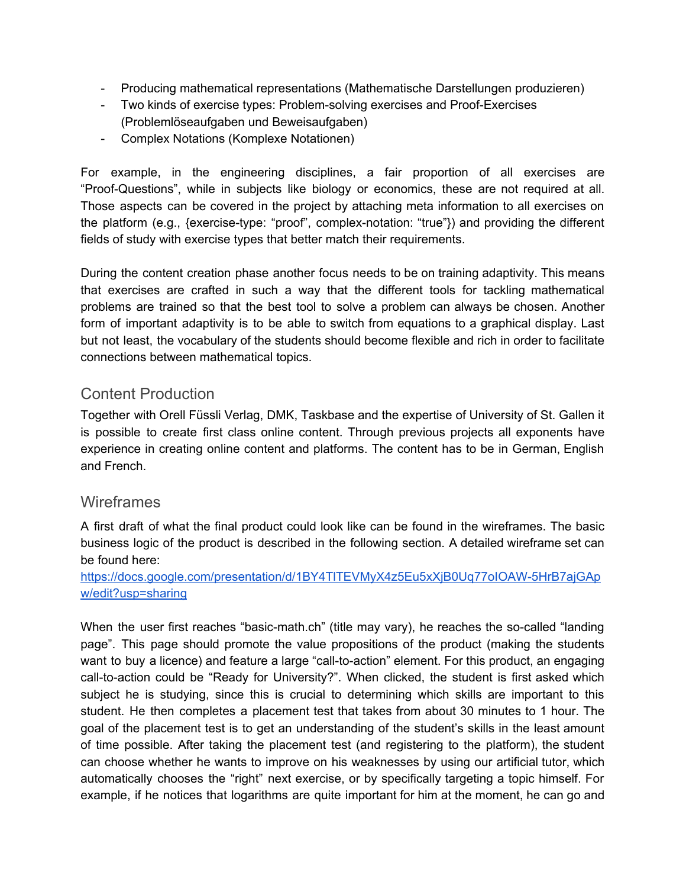- Producing mathematical representations (Mathematische Darstellungen produzieren)
- Two kinds of exercise types: Problem-solving exercises and Proof-Exercises (Problemlöseaufgaben und Beweisaufgaben)
- Complex Notations (Komplexe Notationen)

For example, in the engineering disciplines, a fair proportion of all exercises are "Proof-Questions", while in subjects like biology or economics, these are not required at all. Those aspects can be covered in the project by attaching meta information to all exercises on the platform (e.g., {exercise-type: "proof", complex-notation: "true"}) and providing the different fields of study with exercise types that better match their requirements.

During the content creation phase another focus needs to be on training adaptivity. This means that exercises are crafted in such a way that the different tools for tackling mathematical problems are trained so that the best tool to solve a problem can always be chosen. Another form of important adaptivity is to be able to switch from equations to a graphical display. Last but not least, the vocabulary of the students should become flexible and rich in order to facilitate connections between mathematical topics.

## Content Production

Together with Orell Füssli Verlag, DMK, Taskbase and the expertise of University of St. Gallen it is possible to create first class online content. Through previous projects all exponents have experience in creating online content and platforms. The content has to be in German, English and French.

## Wireframes

A first draft of what the final product could look like can be found in the wireframes. The basic business logic of the product is described in the following section. A detailed wireframe set can be found here:
[https://docs.google.com/presentation/d/1BY4TlTEVMyX4z5Eu5xXjB0Uq77oIOAW-5HrB7ajGApw/edit?usp=sharing](https://docs.google.com/presentation/d/1BY4TlTEVMyX4z5Eu5xXjB0Uq77oIOAW-5HrB7ajGApw/edit?usp=sharing)

When the user first reaches "basic-math.ch" (title may vary), he reaches the so-called "landing page". This page should promote the value propositions of the product (making the students want to buy a licence) and feature a large "call-to-action" element. For this product, an engaging call-to-action could be "Ready for University?". When clicked, the student is first asked which subject he is studying, since this is crucial to determining which skills are important to this student. He then completes a placement test that takes from about 30 minutes to 1 hour. The goal of the placement test is to get an understanding of the student's skills in the least amount of time possible. After taking the placement test (and registering to the platform), the student can choose whether he wants to improve on his weaknesses by using our artificial tutor, which automatically chooses the "right" next exercise, or by specifically targeting a topic himself. For example, if he notices that logarithms are quite important for him at the moment, he can go and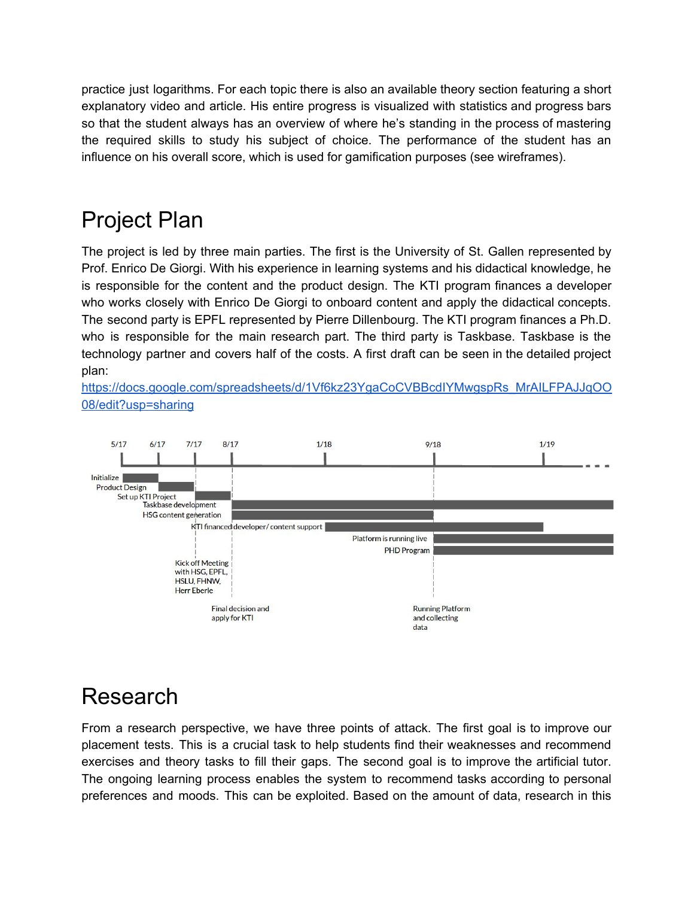practice just logarithms. For each topic there is also an available theory section featuring a short explanatory video and article. His entire progress is visualized with statistics and progress bars so that the student always has an overview of where he's standing in the process of mastering the required skills to study his subject of choice. The performance of the student has an influence on his overall score, which is used for gamification purposes (see wireframes).

# Project Plan

The project is led by three main parties. The first is the University of St. Gallen represented by Prof. Enrico De Giorgi. With his experience in learning systems and his didactical knowledge, he is responsible for the content and the product design. The KTI program finances a developer who works closely with Enrico De Giorgi to onboard content and apply the didactical concepts. The second party is EPFL represented by Pierre Dillenbourg. The KTI program finances a Ph.D. who is responsible for the main research part. The third party is Taskbase. Taskbase is the technology partner and covers half of the costs. A first draft can be seen in the detailed project plan:
[https://docs.google.com/spreadsheets/d/1Vf6kz23YgaCoCVBBcdIYMwgspRs_MrAILFPAJJqOO08/edit?usp=sharing](https://docs.google.com/spreadsheets/d/1Vf6kz23YgaCoCVBBcdIYMwgspRs_MrAILFPAJJqOO08/edit?usp=sharing)

5/17 6/17 7/17 8/17 1/18 9/18 1/19

Initialize
Product Design
Set up KTI Project
Taskbase development
HSG content generation
KTI financed developer/ content support
Platform is running live
PHD Program

Kick off Meeting with HSG, EPFL, HSLU, FHNW, Herr Eberle

Final decision and apply for KTI

Running Platform and collecting data

# Research

From a research perspective, we have three points of attack. The first goal is to improve our placement tests. This is a crucial task to help students find their weaknesses and recommend exercises and theory tasks to fill their gaps. The second goal is to improve the artificial tutor. The ongoing learning process enables the system to recommend tasks according to personal preferences and moods. This can be exploited. Based on the amount of data, research in this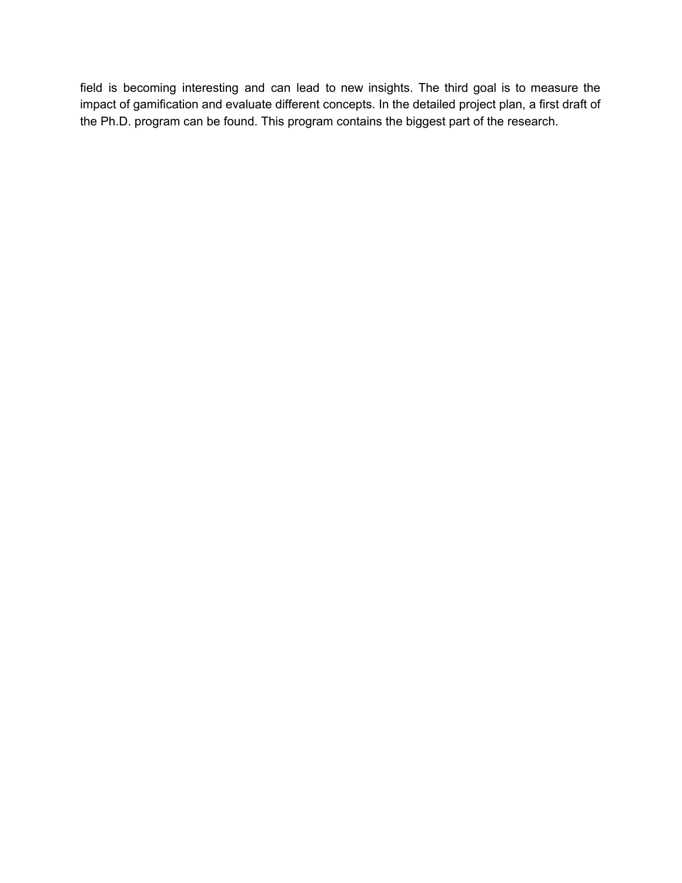field is becoming interesting and can lead to new insights. The third goal is to measure the impact of gamification and evaluate different concepts. In the detailed project plan, a first draft of the Ph.D. program can be found. This program contains the biggest part of the research.